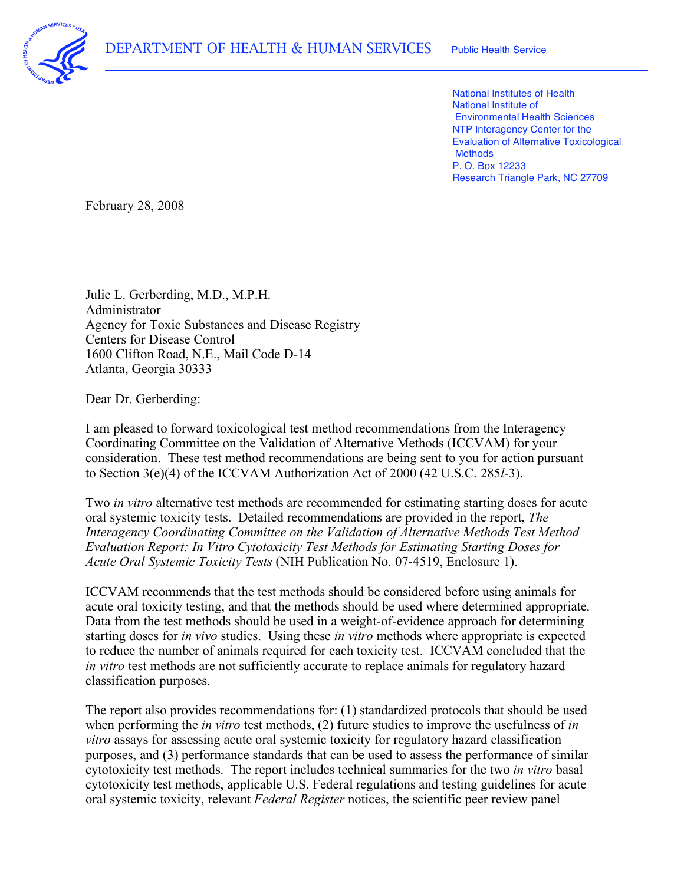DEPARTMENT OF HEALTH & HUMAN SERVICES Public Health Service

National Institutes of Health
National Institute of
Environmental Health Sciences
NTP Interagency Center for the
Evaluation of Alternative Toxicological
Methods
P. O. Box 12233
Research Triangle Park, NC 27709

February 28, 2008

Julie L. Gerberding, M.D., M.P.H.
Administrator
Agency for Toxic Substances and Disease Registry
Centers for Disease Control
1600 Clifton Road, N.E., Mail Code D-14
Atlanta, Georgia 30333

Dear Dr. Gerberding:

I am pleased to forward toxicological test method recommendations from the Interagency Coordinating Committee on the Validation of Alternative Methods (ICCVAM) for your consideration. These test method recommendations are being sent to you for action pursuant to Section 3(e)(4) of the ICCVAM Authorization Act of 2000 (42 U.S.C. 285*l*-3).

Two *in vitro* alternative test methods are recommended for estimating starting doses for acute oral systemic toxicity tests. Detailed recommendations are provided in the report, *The Interagency Coordinating Committee on the Validation of Alternative Methods Test Method Evaluation Report: In Vitro Cytotoxicity Test Methods for Estimating Starting Doses for Acute Oral Systemic Toxicity Tests* (NIH Publication No. 07-4519, Enclosure 1).

ICCVAM recommends that the test methods should be considered before using animals for acute oral toxicity testing, and that the methods should be used where determined appropriate. Data from the test methods should be used in a weight-of-evidence approach for determining starting doses for *in vivo* studies. Using these *in vitro* methods where appropriate is expected to reduce the number of animals required for each toxicity test. ICCVAM concluded that the *in vitro* test methods are not sufficiently accurate to replace animals for regulatory hazard classification purposes.

The report also provides recommendations for: (1) standardized protocols that should be used when performing the *in vitro* test methods, (2) future studies to improve the usefulness of *in vitro* assays for assessing acute oral systemic toxicity for regulatory hazard classification purposes, and (3) performance standards that can be used to assess the performance of similar cytotoxicity test methods. The report includes technical summaries for the two *in vitro* basal cytotoxicity test methods, applicable U.S. Federal regulations and testing guidelines for acute oral systemic toxicity, relevant *Federal Register* notices, the scientific peer review panel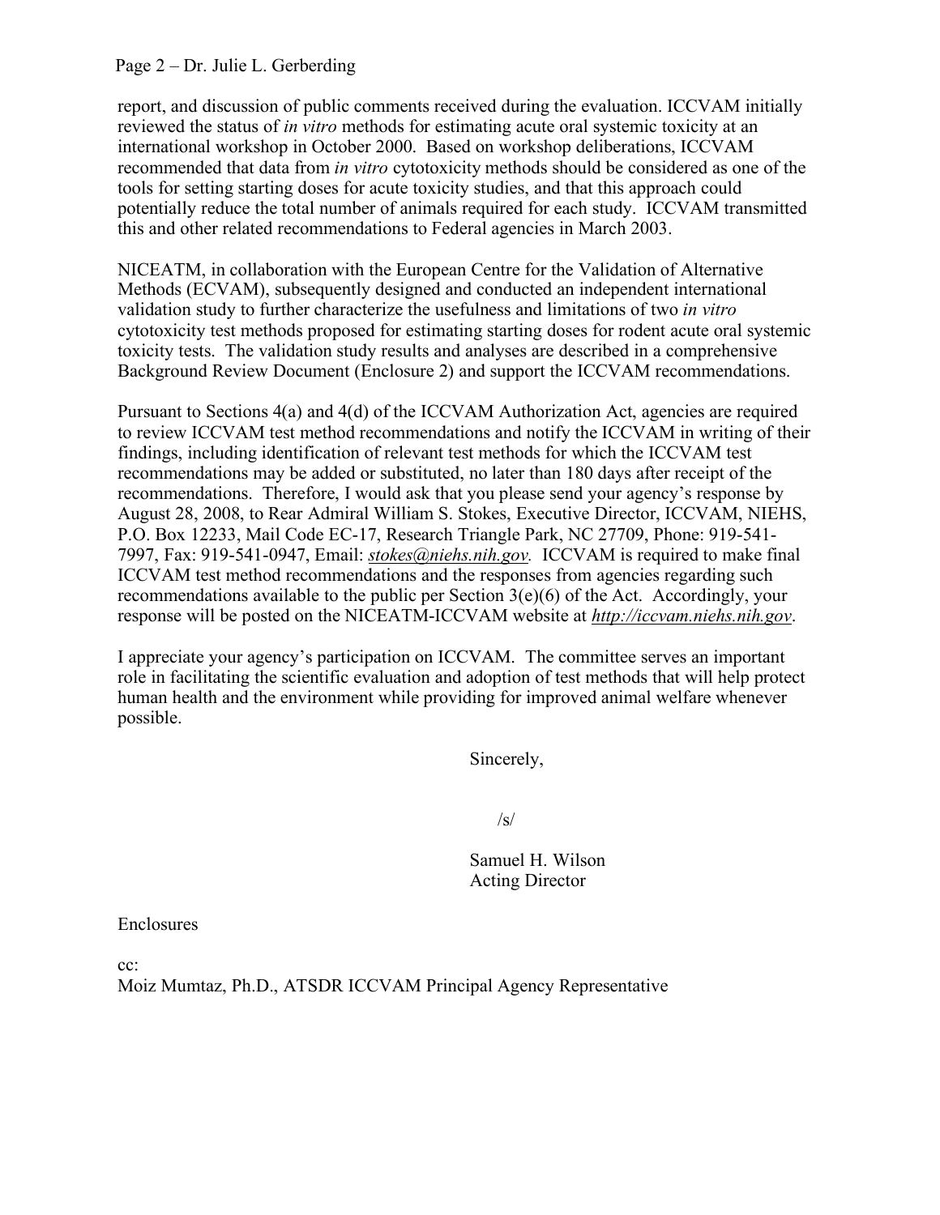report, and discussion of public comments received during the evaluation. ICCVAM initially reviewed the status of *in vitro* methods for estimating acute oral systemic toxicity at an international workshop in October 2000. Based on workshop deliberations, ICCVAM recommended that data from *in vitro* cytotoxicity methods should be considered as one of the tools for setting starting doses for acute toxicity studies, and that this approach could potentially reduce the total number of animals required for each study. ICCVAM transmitted this and other related recommendations to Federal agencies in March 2003.

NICEATM, in collaboration with the European Centre for the Validation of Alternative Methods (ECVAM), subsequently designed and conducted an independent international validation study to further characterize the usefulness and limitations of two *in vitro* cytotoxicity test methods proposed for estimating starting doses for rodent acute oral systemic toxicity tests. The validation study results and analyses are described in a comprehensive Background Review Document (Enclosure 2) and support the ICCVAM recommendations.

Pursuant to Sections 4(a) and 4(d) of the ICCVAM Authorization Act, agencies are required to review ICCVAM test method recommendations and notify the ICCVAM in writing of their findings, including identification of relevant test methods for which the ICCVAM test recommendations may be added or substituted, no later than 180 days after receipt of the recommendations. Therefore, I would ask that you please send your agency's response by August 28, 2008, to Rear Admiral William S. Stokes, Executive Director, ICCVAM, NIEHS, P.O. Box 12233, Mail Code EC-17, Research Triangle Park, NC 27709, Phone: 919-541-7997, Fax: 919-541-0947, Email: *stokes@niehs.nih.gov.* ICCVAM is required to make final ICCVAM test method recommendations and the responses from agencies regarding such recommendations available to the public per Section 3(e)(6) of the Act. Accordingly, your response will be posted on the NICEATM-ICCVAM website at *http://iccvam.niehs.nih.gov*.

I appreciate your agency's participation on ICCVAM. The committee serves an important role in facilitating the scientific evaluation and adoption of test methods that will help protect human health and the environment while providing for improved animal welfare whenever possible.

Sincerely,

/s/

Samuel H. Wilson
Acting Director

Enclosures

cc:
Moiz Mumtaz, Ph.D., ATSDR ICCVAM Principal Agency Representative